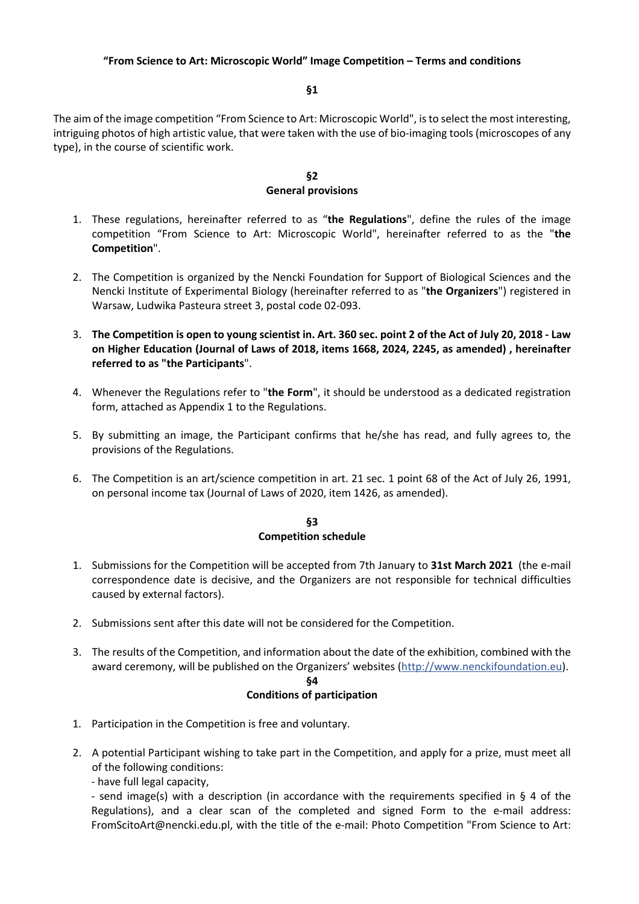**“From Science to Art: Microscopic World” Image Competition – Terms and conditions**

**§1**

The aim of the image competition “From Science to Art: Microscopic World", is to select the most interesting, intriguing photos of high artistic value, that were taken with the use of bio-imaging tools (microscopes of any type), in the course of scientific work.

**§2**
**General provisions**

1. These regulations, hereinafter referred to as “**the Regulations**", define the rules of the image competition “From Science to Art: Microscopic World", hereinafter referred to as the "**the Competition**".

2. The Competition is organized by the Nencki Foundation for Support of Biological Sciences and the Nencki Institute of Experimental Biology (hereinafter referred to as "**the Organizers**") registered in Warsaw, Ludwika Pasteura street 3, postal code 02-093.

3. **The Competition is open to young scientist in. Art. 360 sec. point 2 of the Act of July 20, 2018 - Law on Higher Education (Journal of Laws of 2018, items 1668, 2024, 2245, as amended) , hereinafter referred to as "the Participants**".

4. Whenever the Regulations refer to "**the Form**", it should be understood as a dedicated registration form, attached as Appendix 1 to the Regulations.

5. By submitting an image, the Participant confirms that he/she has read, and fully agrees to, the provisions of the Regulations.

6. The Competition is an art/science competition in art. 21 sec. 1 point 68 of the Act of July 26, 1991, on personal income tax (Journal of Laws of 2020, item 1426, as amended).

**§3**
**Competition schedule**

1. Submissions for the Competition will be accepted from 7th January to **31st March 2021** (the e-mail correspondence date is decisive, and the Organizers are not responsible for technical difficulties caused by external factors).

2. Submissions sent after this date will not be considered for the Competition.

3. The results of the Competition, and information about the date of the exhibition, combined with the award ceremony, will be published on the Organizers’ websites (http://www.nenckifoundation.eu).

**§4**
**Conditions of participation**

1. Participation in the Competition is free and voluntary.

2. A potential Participant wishing to take part in the Competition, and apply for a prize, must meet all of the following conditions:
   - have full legal capacity,
   - send image(s) with a description (in accordance with the requirements specified in § 4 of the Regulations), and a clear scan of the completed and signed Form to the e-mail address: FromScitoArt@nencki.edu.pl, with the title of the e-mail: Photo Competition "From Science to Art: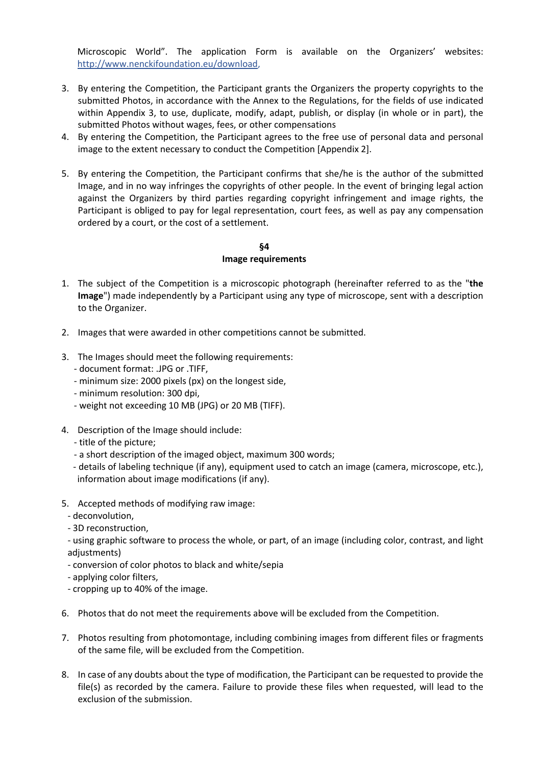Microscopic World". The application Form is available on the Organizers' websites: http://www.nenckifoundation.eu/download,

3. By entering the Competition, the Participant grants the Organizers the property copyrights to the submitted Photos, in accordance with the Annex to the Regulations, for the fields of use indicated within Appendix 3, to use, duplicate, modify, adapt, publish, or display (in whole or in part), the submitted Photos without wages, fees, or other compensations
4. By entering the Competition, the Participant agrees to the free use of personal data and personal image to the extent necessary to conduct the Competition [Appendix 2].
5. By entering the Competition, the Participant confirms that she/he is the author of the submitted Image, and in no way infringes the copyrights of other people. In the event of bringing legal action against the Organizers by third parties regarding copyright infringement and image rights, the Participant is obliged to pay for legal representation, court fees, as well as pay any compensation ordered by a court, or the cost of a settlement.

## §4
## Image requirements

1. The subject of the Competition is a microscopic photograph (hereinafter referred to as the "**the Image**") made independently by a Participant using any type of microscope, sent with a description to the Organizer.
2. Images that were awarded in other competitions cannot be submitted.
3. The Images should meet the following requirements:
   - document format: .JPG or .TIFF,
   - minimum size: 2000 pixels (px) on the longest side,
   - minimum resolution: 300 dpi,
   - weight not exceeding 10 MB (JPG) or 20 MB (TIFF).
4. Description of the Image should include:
   - title of the picture;
   - a short description of the imaged object, maximum 300 words;
   - details of labeling technique (if any), equipment used to catch an image (camera, microscope, etc.), information about image modifications (if any).
5. Accepted methods of modifying raw image:
   - deconvolution,
   - 3D reconstruction,
   - using graphic software to process the whole, or part, of an image (including color, contrast, and light adjustments)
   - conversion of color photos to black and white/sepia
   - applying color filters,
   - cropping up to 40% of the image.
6. Photos that do not meet the requirements above will be excluded from the Competition.
7. Photos resulting from photomontage, including combining images from different files or fragments of the same file, will be excluded from the Competition.
8. In case of any doubts about the type of modification, the Participant can be requested to provide the file(s) as recorded by the camera. Failure to provide these files when requested, will lead to the exclusion of the submission.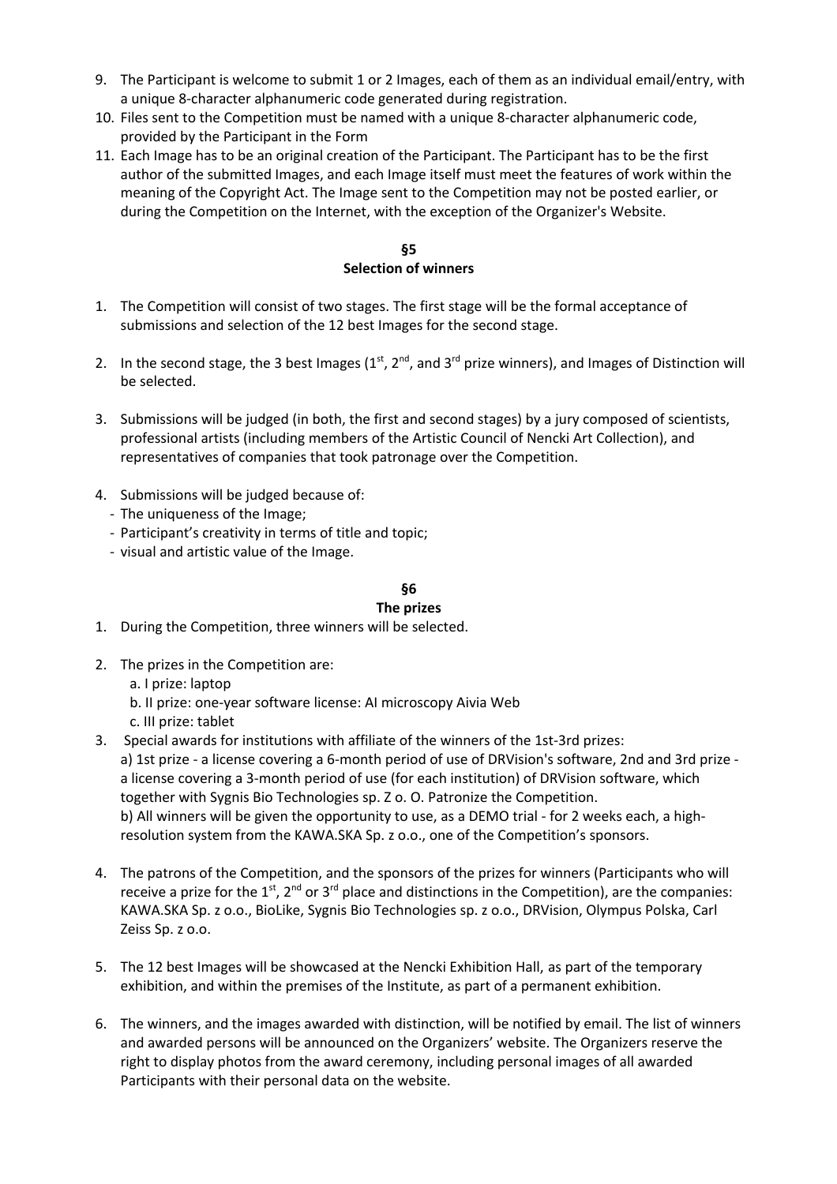9. The Participant is welcome to submit 1 or 2 Images, each of them as an individual email/entry, with a unique 8-character alphanumeric code generated during registration.
10. Files sent to the Competition must be named with a unique 8-character alphanumeric code, provided by the Participant in the Form
11. Each Image has to be an original creation of the Participant. The Participant has to be the first author of the submitted Images, and each Image itself must meet the features of work within the meaning of the Copyright Act. The Image sent to the Competition may not be posted earlier, or during the Competition on the Internet, with the exception of the Organizer's Website.

## §5
## Selection of winners

1. The Competition will consist of two stages. The first stage will be the formal acceptance of submissions and selection of the 12 best Images for the second stage.

2. In the second stage, the 3 best Images (1st, 2nd, and 3rd prize winners), and Images of Distinction will be selected.

3. Submissions will be judged (in both, the first and second stages) by a jury composed of scientists, professional artists (including members of the Artistic Council of Nencki Art Collection), and representatives of companies that took patronage over the Competition.

4. Submissions will be judged because of:
   - The uniqueness of the Image;
   - Participant's creativity in terms of title and topic;
   - visual and artistic value of the Image.

## §6
## The prizes

1. During the Competition, three winners will be selected.

2. The prizes in the Competition are:
   a. I prize: laptop
   b. II prize: one-year software license: AI microscopy Aivia Web
   c. III prize: tablet

3. Special awards for institutions with affiliate of the winners of the 1st-3rd prizes:
   a) 1st prize - a license covering a 6-month period of use of DRVision's software, 2nd and 3rd prize - a license covering a 3-month period of use (for each institution) of DRVision software, which together with Sygnis Bio Technologies sp. Z o. O. Patronize the Competition.
   b) All winners will be given the opportunity to use, as a DEMO trial - for 2 weeks each, a high-resolution system from the KAWA.SKA Sp. z o.o., one of the Competition's sponsors.

4. The patrons of the Competition, and the sponsors of the prizes for winners (Participants who will receive a prize for the 1st, 2nd or 3rd place and distinctions in the Competition), are the companies: KAWA.SKA Sp. z o.o., BioLike, Sygnis Bio Technologies sp. z o.o., DRVision, Olympus Polska, Carl Zeiss Sp. z o.o.

5. The 12 best Images will be showcased at the Nencki Exhibition Hall, as part of the temporary exhibition, and within the premises of the Institute, as part of a permanent exhibition.

6. The winners, and the images awarded with distinction, will be notified by email. The list of winners and awarded persons will be announced on the Organizers' website. The Organizers reserve the right to display photos from the award ceremony, including personal images of all awarded Participants with their personal data on the website.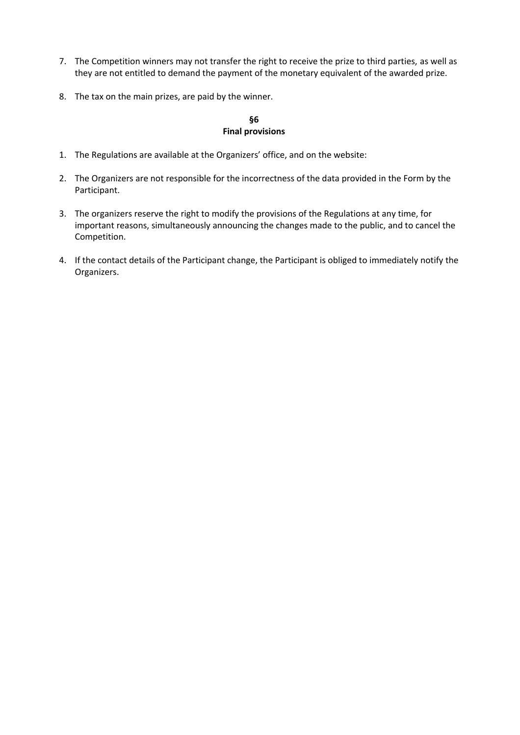7. The Competition winners may not transfer the right to receive the prize to third parties, as well as they are not entitled to demand the payment of the monetary equivalent of the awarded prize.

8. The tax on the main prizes, are paid by the winner.

**§6**
**Final provisions**

1. The Regulations are available at the Organizers' office, and on the website:

2. The Organizers are not responsible for the incorrectness of the data provided in the Form by the Participant.

3. The organizers reserve the right to modify the provisions of the Regulations at any time, for important reasons, simultaneously announcing the changes made to the public, and to cancel the Competition.

4. If the contact details of the Participant change, the Participant is obliged to immediately notify the Organizers.